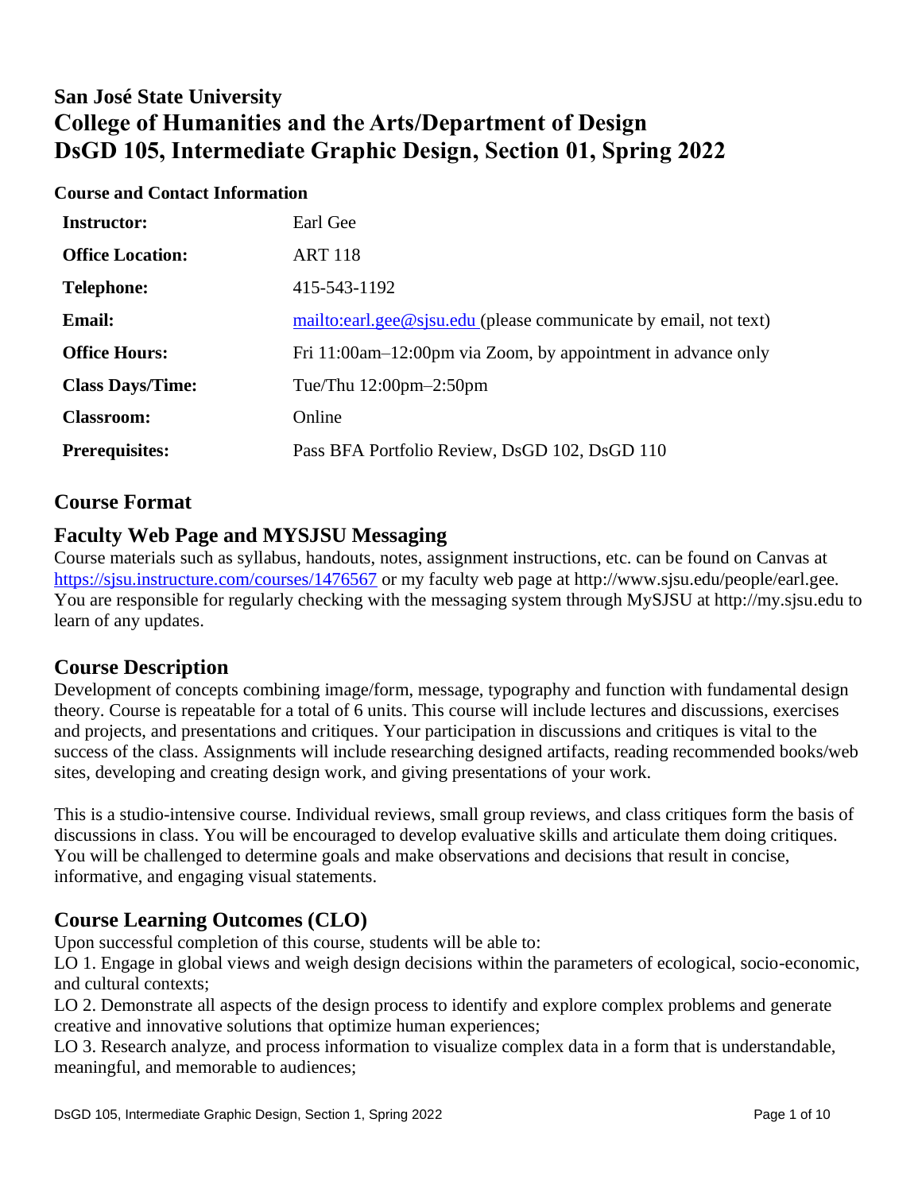# San José State University
# College of Humanities and the Arts/Department of Design
# DsGD 105, Intermediate Graphic Design, Section 01, Spring 2022

### Course and Contact Information

| | |
|---|---|
| **Instructor:** | Earl Gee |
| **Office Location:** | ART 118 |
| **Telephone:** | 415-543-1192 |
| **Email:** | mailto:earl.gee@sjsu.edu (please communicate by email, not text) |
| **Office Hours:** | Fri 11:00am–12:00pm via Zoom, by appointment in advance only |
| **Class Days/Time:** | Tue/Thu 12:00pm–2:50pm |
| **Classroom:** | Online |
| **Prerequisites:** | Pass BFA Portfolio Review, DsGD 102, DsGD 110 |

## Course Format

## Faculty Web Page and MYSJSU Messaging

Course materials such as syllabus, handouts, notes, assignment instructions, etc. can be found on Canvas at https://sjsu.instructure.com/courses/1476567 or my faculty web page at http://www.sjsu.edu/people/earl.gee. You are responsible for regularly checking with the messaging system through MySJSU at http://my.sjsu.edu to learn of any updates.

## Course Description

Development of concepts combining image/form, message, typography and function with fundamental design theory. Course is repeatable for a total of 6 units. This course will include lectures and discussions, exercises and projects, and presentations and critiques. Your participation in discussions and critiques is vital to the success of the class. Assignments will include researching designed artifacts, reading recommended books/web sites, developing and creating design work, and giving presentations of your work.

This is a studio-intensive course. Individual reviews, small group reviews, and class critiques form the basis of discussions in class. You will be encouraged to develop evaluative skills and articulate them doing critiques. You will be challenged to determine goals and make observations and decisions that result in concise, informative, and engaging visual statements.

## Course Learning Outcomes (CLO)

Upon successful completion of this course, students will be able to:

LO 1. Engage in global views and weigh design decisions within the parameters of ecological, socio-economic, and cultural contexts;

LO 2. Demonstrate all aspects of the design process to identify and explore complex problems and generate creative and innovative solutions that optimize human experiences;

LO 3. Research analyze, and process information to visualize complex data in a form that is understandable, meaningful, and memorable to audiences;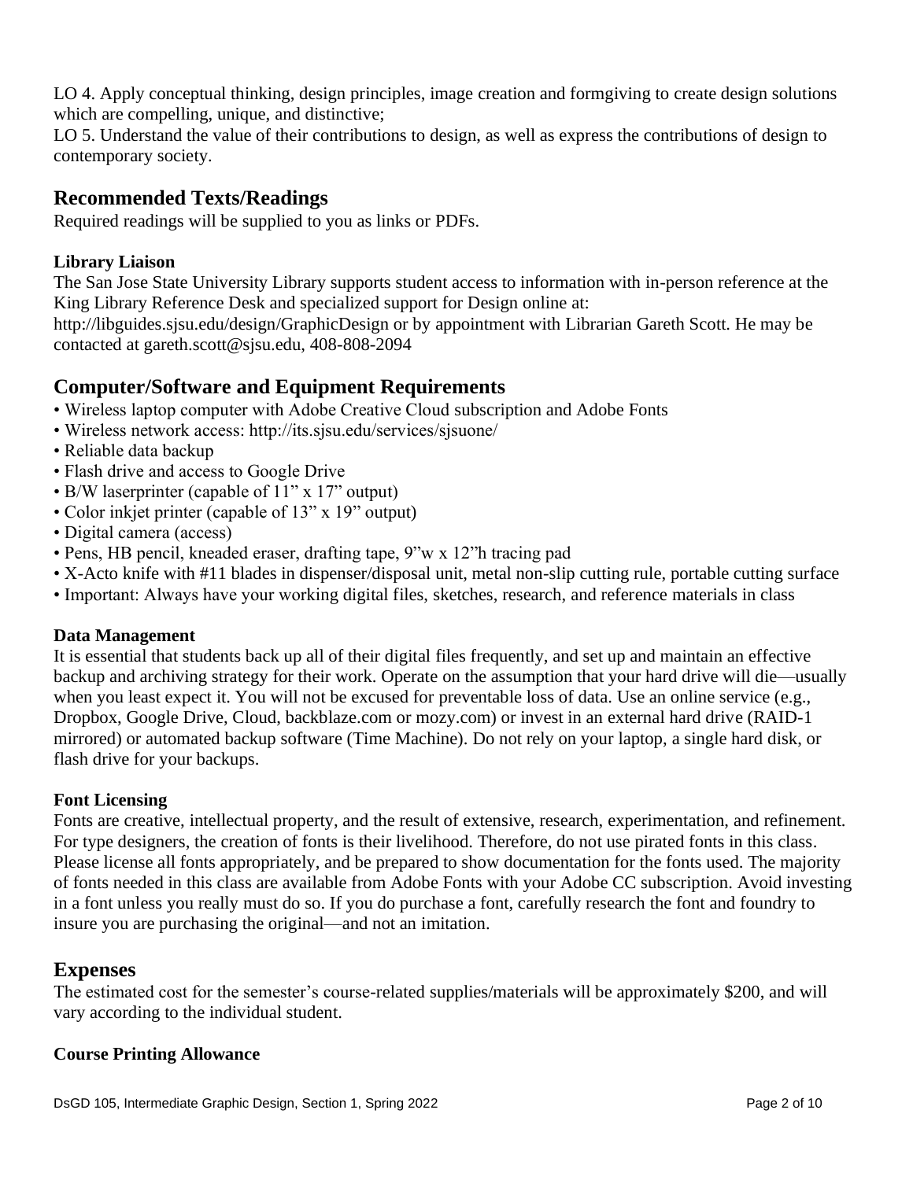LO 4. Apply conceptual thinking, design principles, image creation and formgiving to create design solutions which are compelling, unique, and distinctive;
LO 5. Understand the value of their contributions to design, as well as express the contributions of design to contemporary society.

## Recommended Texts/Readings

Required readings will be supplied to you as links or PDFs.

### Library Liaison

The San Jose State University Library supports student access to information with in-person reference at the King Library Reference Desk and specialized support for Design online at: http://libguides.sjsu.edu/design/GraphicDesign or by appointment with Librarian Gareth Scott. He may be contacted at gareth.scott@sjsu.edu, 408-808-2094

## Computer/Software and Equipment Requirements

- Wireless laptop computer with Adobe Creative Cloud subscription and Adobe Fonts
- Wireless network access: http://its.sjsu.edu/services/sjsuone/
- Reliable data backup
- Flash drive and access to Google Drive
- B/W laserprinter (capable of 11" x 17" output)
- Color inkjet printer (capable of 13" x 19" output)
- Digital camera (access)
- Pens, HB pencil, kneaded eraser, drafting tape, 9"w x 12"h tracing pad
- X-Acto knife with #11 blades in dispenser/disposal unit, metal non-slip cutting rule, portable cutting surface
- Important: Always have your working digital files, sketches, research, and reference materials in class

### Data Management

It is essential that students back up all of their digital files frequently, and set up and maintain an effective backup and archiving strategy for their work. Operate on the assumption that your hard drive will die—usually when you least expect it. You will not be excused for preventable loss of data. Use an online service (e.g., Dropbox, Google Drive, Cloud, backblaze.com or mozy.com) or invest in an external hard drive (RAID-1 mirrored) or automated backup software (Time Machine). Do not rely on your laptop, a single hard disk, or flash drive for your backups.

### Font Licensing

Fonts are creative, intellectual property, and the result of extensive, research, experimentation, and refinement. For type designers, the creation of fonts is their livelihood. Therefore, do not use pirated fonts in this class. Please license all fonts appropriately, and be prepared to show documentation for the fonts used. The majority of fonts needed in this class are available from Adobe Fonts with your Adobe CC subscription. Avoid investing in a font unless you really must do so. If you do purchase a font, carefully research the font and foundry to insure you are purchasing the original—and not an imitation.

## Expenses

The estimated cost for the semester's course-related supplies/materials will be approximately $200, and will vary according to the individual student.

### Course Printing Allowance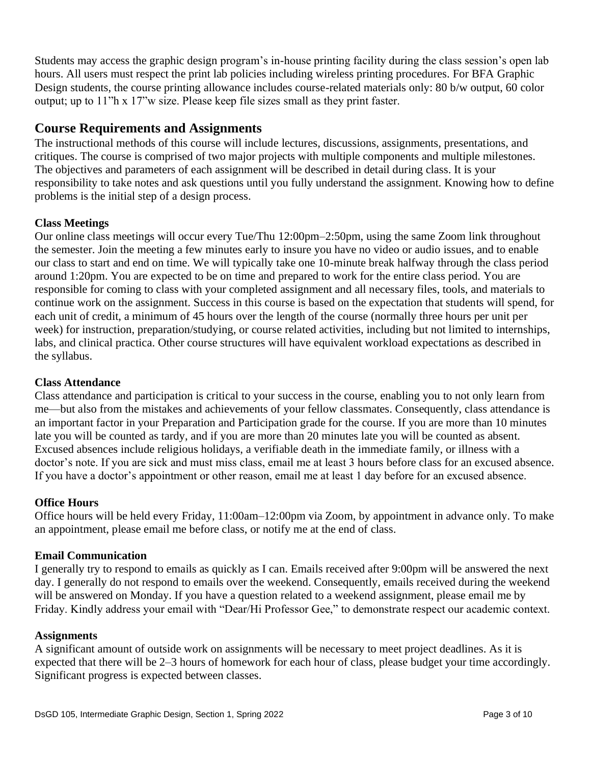Students may access the graphic design program's in-house printing facility during the class session's open lab hours. All users must respect the print lab policies including wireless printing procedures. For BFA Graphic Design students, the course printing allowance includes course-related materials only: 80 b/w output, 60 color output; up to 11"h x 17"w size. Please keep file sizes small as they print faster.

## Course Requirements and Assignments

The instructional methods of this course will include lectures, discussions, assignments, presentations, and critiques. The course is comprised of two major projects with multiple components and multiple milestones. The objectives and parameters of each assignment will be described in detail during class. It is your responsibility to take notes and ask questions until you fully understand the assignment. Knowing how to define problems is the initial step of a design process.

### Class Meetings

Our online class meetings will occur every Tue/Thu 12:00pm–2:50pm, using the same Zoom link throughout the semester. Join the meeting a few minutes early to insure you have no video or audio issues, and to enable our class to start and end on time. We will typically take one 10-minute break halfway through the class period around 1:20pm. You are expected to be on time and prepared to work for the entire class period. You are responsible for coming to class with your completed assignment and all necessary files, tools, and materials to continue work on the assignment. Success in this course is based on the expectation that students will spend, for each unit of credit, a minimum of 45 hours over the length of the course (normally three hours per unit per week) for instruction, preparation/studying, or course related activities, including but not limited to internships, labs, and clinical practica. Other course structures will have equivalent workload expectations as described in the syllabus.

### Class Attendance

Class attendance and participation is critical to your success in the course, enabling you to not only learn from me—but also from the mistakes and achievements of your fellow classmates. Consequently, class attendance is an important factor in your Preparation and Participation grade for the course. If you are more than 10 minutes late you will be counted as tardy, and if you are more than 20 minutes late you will be counted as absent. Excused absences include religious holidays, a verifiable death in the immediate family, or illness with a doctor's note. If you are sick and must miss class, email me at least 3 hours before class for an excused absence. If you have a doctor's appointment or other reason, email me at least 1 day before for an excused absence.

### Office Hours

Office hours will be held every Friday, 11:00am–12:00pm via Zoom, by appointment in advance only. To make an appointment, please email me before class, or notify me at the end of class.

### Email Communication

I generally try to respond to emails as quickly as I can. Emails received after 9:00pm will be answered the next day. I generally do not respond to emails over the weekend. Consequently, emails received during the weekend will be answered on Monday. If you have a question related to a weekend assignment, please email me by Friday. Kindly address your email with "Dear/Hi Professor Gee," to demonstrate respect our academic context.

### Assignments

A significant amount of outside work on assignments will be necessary to meet project deadlines. As it is expected that there will be 2–3 hours of homework for each hour of class, please budget your time accordingly. Significant progress is expected between classes.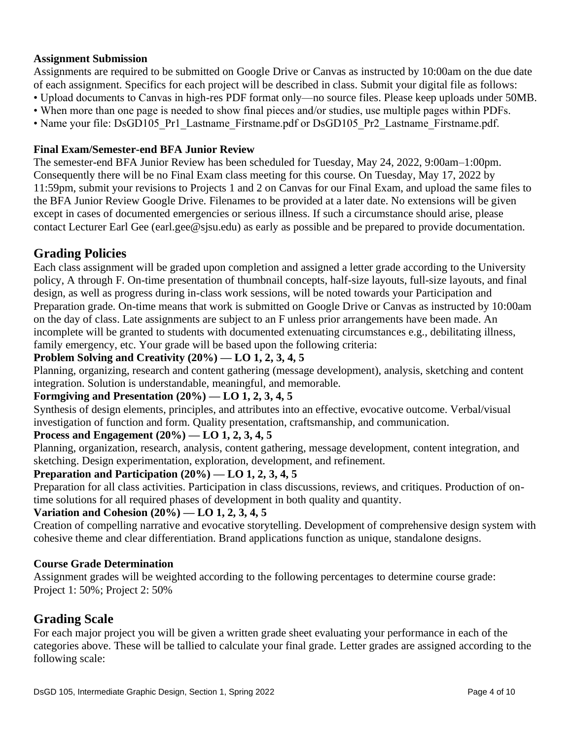**Assignment Submission**

Assignments are required to be submitted on Google Drive or Canvas as instructed by 10:00am on the due date of each assignment. Specifics for each project will be described in class. Submit your digital file as follows:

- Upload documents to Canvas in high-res PDF format only—no source files. Please keep uploads under 50MB.
- When more than one page is needed to show final pieces and/or studies, use multiple pages within PDFs.
- Name your file: DsGD105_Pr1_Lastname_Firstname.pdf or DsGD105_Pr2_Lastname_Firstname.pdf.

**Final Exam/Semester-end BFA Junior Review**

The semester-end BFA Junior Review has been scheduled for Tuesday, May 24, 2022, 9:00am–1:00pm. Consequently there will be no Final Exam class meeting for this course. On Tuesday, May 17, 2022 by 11:59pm, submit your revisions to Projects 1 and 2 on Canvas for our Final Exam, and upload the same files to the BFA Junior Review Google Drive. Filenames to be provided at a later date. No extensions will be given except in cases of documented emergencies or serious illness. If such a circumstance should arise, please contact Lecturer Earl Gee (earl.gee@sjsu.edu) as early as possible and be prepared to provide documentation.

## Grading Policies

Each class assignment will be graded upon completion and assigned a letter grade according to the University policy, A through F. On-time presentation of thumbnail concepts, half-size layouts, full-size layouts, and final design, as well as progress during in-class work sessions, will be noted towards your Participation and Preparation grade. On-time means that work is submitted on Google Drive or Canvas as instructed by 10:00am on the day of class. Late assignments are subject to an F unless prior arrangements have been made. An incomplete will be granted to students with documented extenuating circumstances e.g., debilitating illness, family emergency, etc. Your grade will be based upon the following criteria:

**Problem Solving and Creativity (20%) — LO 1, 2, 3, 4, 5**

Planning, organizing, research and content gathering (message development), analysis, sketching and content integration. Solution is understandable, meaningful, and memorable.

**Formgiving and Presentation (20%) — LO 1, 2, 3, 4, 5**

Synthesis of design elements, principles, and attributes into an effective, evocative outcome. Verbal/visual investigation of function and form. Quality presentation, craftsmanship, and communication.

**Process and Engagement (20%) — LO 1, 2, 3, 4, 5**

Planning, organization, research, analysis, content gathering, message development, content integration, and sketching. Design experimentation, exploration, development, and refinement.

**Preparation and Participation (20%) — LO 1, 2, 3, 4, 5**

Preparation for all class activities. Participation in class discussions, reviews, and critiques. Production of on-time solutions for all required phases of development in both quality and quantity.

**Variation and Cohesion (20%) — LO 1, 2, 3, 4, 5**

Creation of compelling narrative and evocative storytelling. Development of comprehensive design system with cohesive theme and clear differentiation. Brand applications function as unique, standalone designs.

**Course Grade Determination**

Assignment grades will be weighted according to the following percentages to determine course grade:
Project 1: 50%; Project 2: 50%

## Grading Scale

For each major project you will be given a written grade sheet evaluating your performance in each of the categories above. These will be tallied to calculate your final grade. Letter grades are assigned according to the following scale: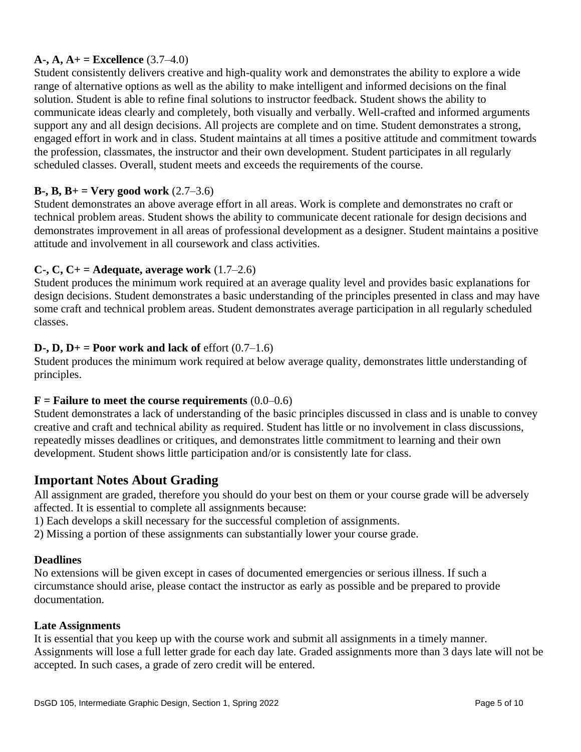**A-, A, A+ = Excellence** (3.7–4.0)
Student consistently delivers creative and high-quality work and demonstrates the ability to explore a wide range of alternative options as well as the ability to make intelligent and informed decisions on the final solution. Student is able to refine final solutions to instructor feedback. Student shows the ability to communicate ideas clearly and completely, both visually and verbally. Well-crafted and informed arguments support any and all design decisions. All projects are complete and on time. Student demonstrates a strong, engaged effort in work and in class. Student maintains at all times a positive attitude and commitment towards the profession, classmates, the instructor and their own development. Student participates in all regularly scheduled classes. Overall, student meets and exceeds the requirements of the course.

**B-, B, B+ = Very good work** (2.7–3.6)
Student demonstrates an above average effort in all areas. Work is complete and demonstrates no craft or technical problem areas. Student shows the ability to communicate decent rationale for design decisions and demonstrates improvement in all areas of professional development as a designer. Student maintains a positive attitude and involvement in all coursework and class activities.

**C-, C, C+ = Adequate, average work** (1.7–2.6)
Student produces the minimum work required at an average quality level and provides basic explanations for design decisions. Student demonstrates a basic understanding of the principles presented in class and may have some craft and technical problem areas. Student demonstrates average participation in all regularly scheduled classes.

**D-, D, D+ = Poor work and lack of** effort (0.7–1.6)
Student produces the minimum work required at below average quality, demonstrates little understanding of principles.

**F = Failure to meet the course requirements** (0.0–0.6)
Student demonstrates a lack of understanding of the basic principles discussed in class and is unable to convey creative and craft and technical ability as required. Student has little or no involvement in class discussions, repeatedly misses deadlines or critiques, and demonstrates little commitment to learning and their own development. Student shows little participation and/or is consistently late for class.

## Important Notes About Grading

All assignment are graded, therefore you should do your best on them or your course grade will be adversely affected. It is essential to complete all assignments because:
1) Each develops a skill necessary for the successful completion of assignments.
2) Missing a portion of these assignments can substantially lower your course grade.

**Deadlines**
No extensions will be given except in cases of documented emergencies or serious illness. If such a circumstance should arise, please contact the instructor as early as possible and be prepared to provide documentation.

**Late Assignments**
It is essential that you keep up with the course work and submit all assignments in a timely manner. Assignments will lose a full letter grade for each day late. Graded assignments more than 3 days late will not be accepted. In such cases, a grade of zero credit will be entered.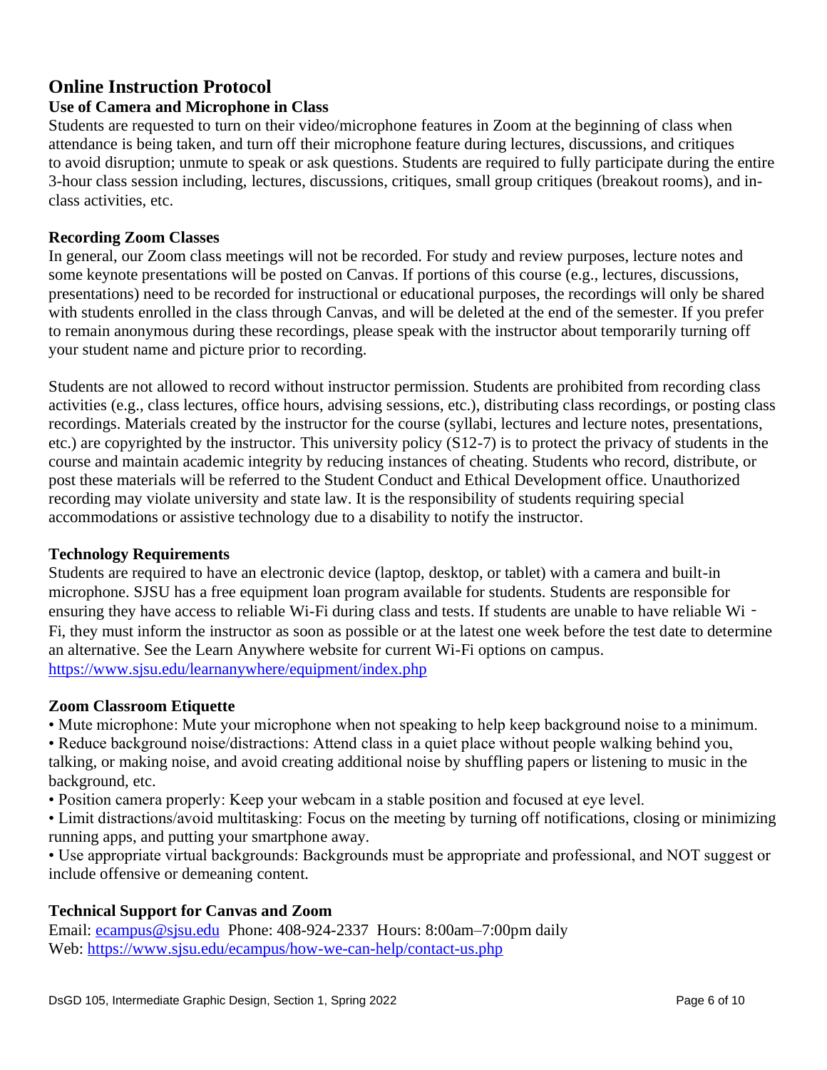## Online Instruction Protocol

### Use of Camera and Microphone in Class

Students are requested to turn on their video/microphone features in Zoom at the beginning of class when attendance is being taken, and turn off their microphone feature during lectures, discussions, and critiques to avoid disruption; unmute to speak or ask questions. Students are required to fully participate during the entire 3-hour class session including, lectures, discussions, critiques, small group critiques (breakout rooms), and in-class activities, etc.

### Recording Zoom Classes

In general, our Zoom class meetings will not be recorded. For study and review purposes, lecture notes and some keynote presentations will be posted on Canvas. If portions of this course (e.g., lectures, discussions, presentations) need to be recorded for instructional or educational purposes, the recordings will only be shared with students enrolled in the class through Canvas, and will be deleted at the end of the semester. If you prefer to remain anonymous during these recordings, please speak with the instructor about temporarily turning off your student name and picture prior to recording.

Students are not allowed to record without instructor permission. Students are prohibited from recording class activities (e.g., class lectures, office hours, advising sessions, etc.), distributing class recordings, or posting class recordings. Materials created by the instructor for the course (syllabi, lectures and lecture notes, presentations, etc.) are copyrighted by the instructor. This university policy (S12-7) is to protect the privacy of students in the course and maintain academic integrity by reducing instances of cheating. Students who record, distribute, or post these materials will be referred to the Student Conduct and Ethical Development office. Unauthorized recording may violate university and state law. It is the responsibility of students requiring special accommodations or assistive technology due to a disability to notify the instructor.

### Technology Requirements

Students are required to have an electronic device (laptop, desktop, or tablet) with a camera and built-in microphone. SJSU has a free equipment loan program available for students. Students are responsible for ensuring they have access to reliable Wi-Fi during class and tests. If students are unable to have reliable Wi-Fi, they must inform the instructor as soon as possible or at the latest one week before the test date to determine an alternative. See the Learn Anywhere website for current Wi-Fi options on campus. https://www.sjsu.edu/learnanywhere/equipment/index.php

### Zoom Classroom Etiquette

- Mute microphone: Mute your microphone when not speaking to help keep background noise to a minimum.
- Reduce background noise/distractions: Attend class in a quiet place without people walking behind you, talking, or making noise, and avoid creating additional noise by shuffling papers or listening to music in the background, etc.
- Position camera properly: Keep your webcam in a stable position and focused at eye level.
- Limit distractions/avoid multitasking: Focus on the meeting by turning off notifications, closing or minimizing running apps, and putting your smartphone away.
- Use appropriate virtual backgrounds: Backgrounds must be appropriate and professional, and NOT suggest or include offensive or demeaning content.

### Technical Support for Canvas and Zoom

Email: ecampus@sjsu.edu Phone: 408-924-2337 Hours: 8:00am–7:00pm daily
Web: https://www.sjsu.edu/ecampus/how-we-can-help/contact-us.php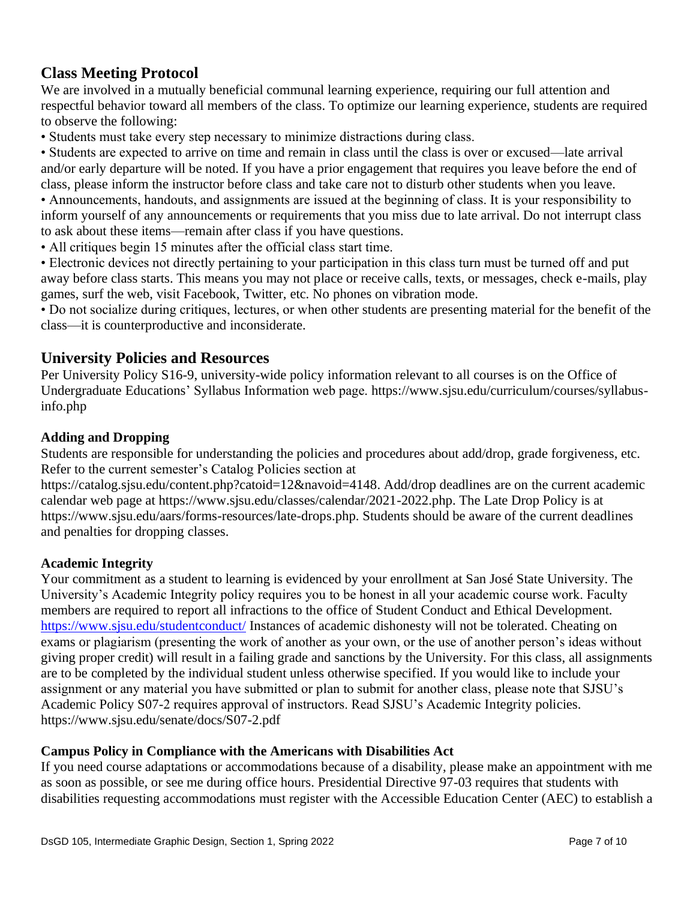## Class Meeting Protocol

We are involved in a mutually beneficial communal learning experience, requiring our full attention and respectful behavior toward all members of the class. To optimize our learning experience, students are required to observe the following:

- Students must take every step necessary to minimize distractions during class.
- Students are expected to arrive on time and remain in class until the class is over or excused—late arrival and/or early departure will be noted. If you have a prior engagement that requires you leave before the end of class, please inform the instructor before class and take care not to disturb other students when you leave.
- Announcements, handouts, and assignments are issued at the beginning of class. It is your responsibility to inform yourself of any announcements or requirements that you miss due to late arrival. Do not interrupt class to ask about these items—remain after class if you have questions.
- All critiques begin 15 minutes after the official class start time.
- Electronic devices not directly pertaining to your participation in this class turn must be turned off and put away before class starts. This means you may not place or receive calls, texts, or messages, check e-mails, play games, surf the web, visit Facebook, Twitter, etc. No phones on vibration mode.
- Do not socialize during critiques, lectures, or when other students are presenting material for the benefit of the class—it is counterproductive and inconsiderate.

## University Policies and Resources

Per University Policy S16-9, university-wide policy information relevant to all courses is on the Office of Undergraduate Educations' Syllabus Information web page. https://www.sjsu.edu/curriculum/courses/syllabus-info.php

### Adding and Dropping

Students are responsible for understanding the policies and procedures about add/drop, grade forgiveness, etc. Refer to the current semester's Catalog Policies section at https://catalog.sjsu.edu/content.php?catoid=12&navoid=4148. Add/drop deadlines are on the current academic calendar web page at https://www.sjsu.edu/classes/calendar/2021-2022.php. The Late Drop Policy is at https://www.sjsu.edu/aars/forms-resources/late-drops.php. Students should be aware of the current deadlines and penalties for dropping classes.

### Academic Integrity

Your commitment as a student to learning is evidenced by your enrollment at San José State University. The University's Academic Integrity policy requires you to be honest in all your academic course work. Faculty members are required to report all infractions to the office of Student Conduct and Ethical Development. https://www.sjsu.edu/studentconduct/ Instances of academic dishonesty will not be tolerated. Cheating on exams or plagiarism (presenting the work of another as your own, or the use of another person's ideas without giving proper credit) will result in a failing grade and sanctions by the University. For this class, all assignments are to be completed by the individual student unless otherwise specified. If you would like to include your assignment or any material you have submitted or plan to submit for another class, please note that SJSU's Academic Policy S07-2 requires approval of instructors. Read SJSU's Academic Integrity policies. https://www.sjsu.edu/senate/docs/S07-2.pdf

### Campus Policy in Compliance with the Americans with Disabilities Act

If you need course adaptations or accommodations because of a disability, please make an appointment with me as soon as possible, or see me during office hours. Presidential Directive 97-03 requires that students with disabilities requesting accommodations must register with the Accessible Education Center (AEC) to establish a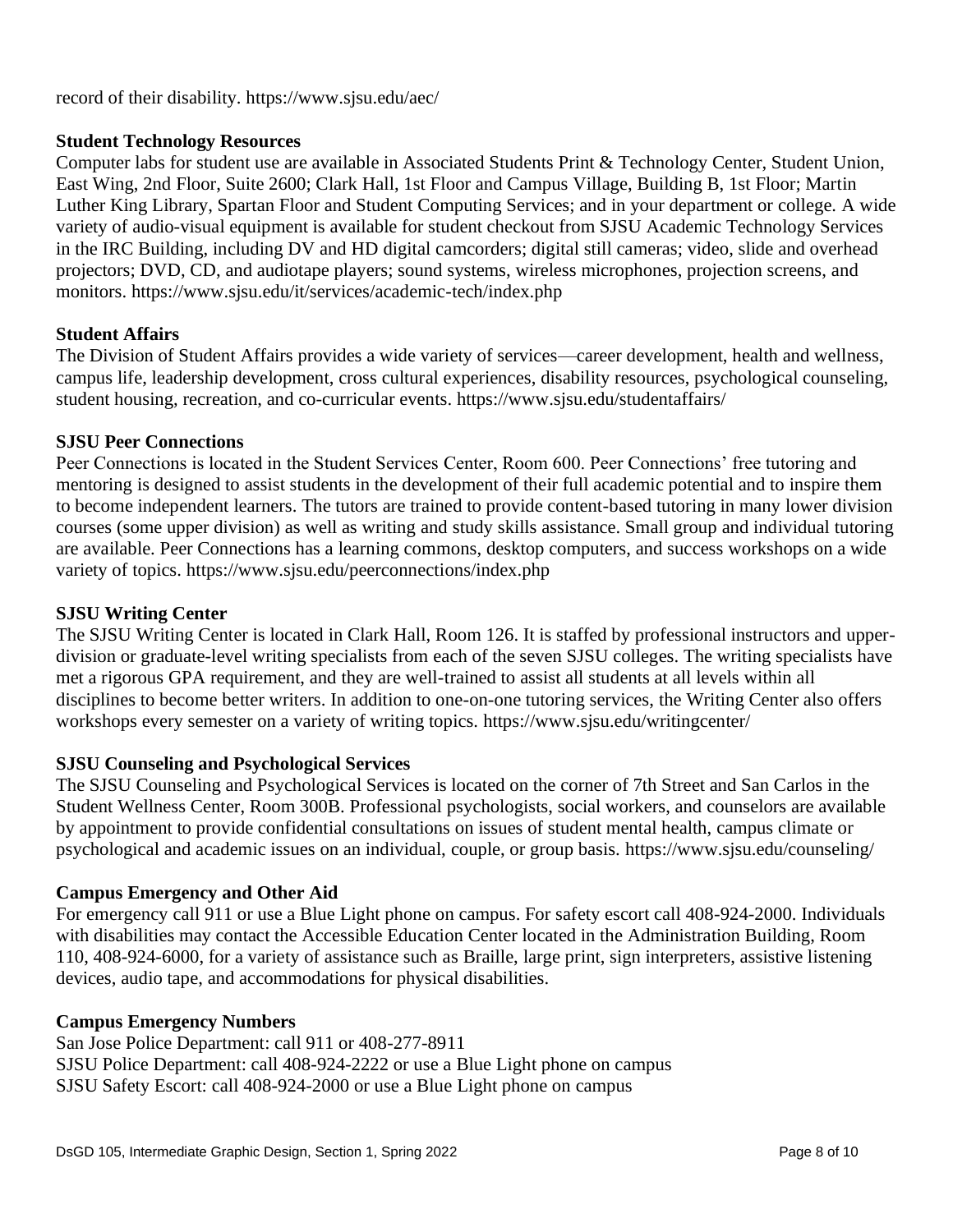record of their disability. https://www.sjsu.edu/aec/

**Student Technology Resources**

Computer labs for student use are available in Associated Students Print & Technology Center, Student Union, East Wing, 2nd Floor, Suite 2600; Clark Hall, 1st Floor and Campus Village, Building B, 1st Floor; Martin Luther King Library, Spartan Floor and Student Computing Services; and in your department or college. A wide variety of audio-visual equipment is available for student checkout from SJSU Academic Technology Services in the IRC Building, including DV and HD digital camcorders; digital still cameras; video, slide and overhead projectors; DVD, CD, and audiotape players; sound systems, wireless microphones, projection screens, and monitors. https://www.sjsu.edu/it/services/academic-tech/index.php

**Student Affairs**

The Division of Student Affairs provides a wide variety of services—career development, health and wellness, campus life, leadership development, cross cultural experiences, disability resources, psychological counseling, student housing, recreation, and co-curricular events. https://www.sjsu.edu/studentaffairs/

**SJSU Peer Connections**

Peer Connections is located in the Student Services Center, Room 600. Peer Connections' free tutoring and mentoring is designed to assist students in the development of their full academic potential and to inspire them to become independent learners. The tutors are trained to provide content-based tutoring in many lower division courses (some upper division) as well as writing and study skills assistance. Small group and individual tutoring are available. Peer Connections has a learning commons, desktop computers, and success workshops on a wide variety of topics. https://www.sjsu.edu/peerconnections/index.php

**SJSU Writing Center**

The SJSU Writing Center is located in Clark Hall, Room 126. It is staffed by professional instructors and upper-division or graduate-level writing specialists from each of the seven SJSU colleges. The writing specialists have met a rigorous GPA requirement, and they are well-trained to assist all students at all levels within all disciplines to become better writers. In addition to one-on-one tutoring services, the Writing Center also offers workshops every semester on a variety of writing topics. https://www.sjsu.edu/writingcenter/

**SJSU Counseling and Psychological Services**

The SJSU Counseling and Psychological Services is located on the corner of 7th Street and San Carlos in the Student Wellness Center, Room 300B. Professional psychologists, social workers, and counselors are available by appointment to provide confidential consultations on issues of student mental health, campus climate or psychological and academic issues on an individual, couple, or group basis. https://www.sjsu.edu/counseling/

**Campus Emergency and Other Aid**

For emergency call 911 or use a Blue Light phone on campus. For safety escort call 408-924-2000. Individuals with disabilities may contact the Accessible Education Center located in the Administration Building, Room 110, 408-924-6000, for a variety of assistance such as Braille, large print, sign interpreters, assistive listening devices, audio tape, and accommodations for physical disabilities.

**Campus Emergency Numbers**

San Jose Police Department: call 911 or 408-277-8911
SJSU Police Department: call 408-924-2222 or use a Blue Light phone on campus
SJSU Safety Escort: call 408-924-2000 or use a Blue Light phone on campus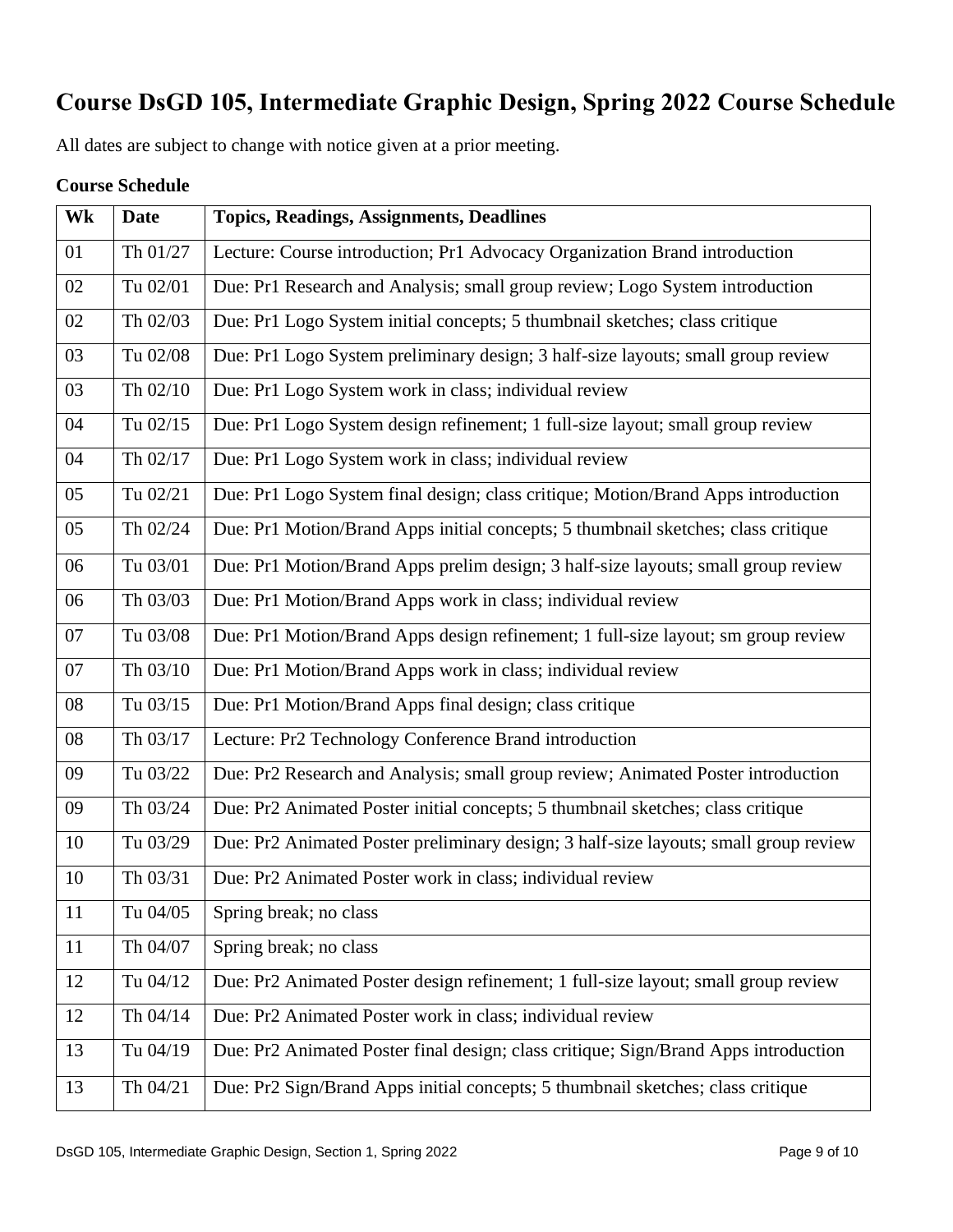# Course DsGD 105, Intermediate Graphic Design, Spring 2022 Course Schedule

All dates are subject to change with notice given at a prior meeting.

**Course Schedule**

| Wk | Date | Topics, Readings, Assignments, Deadlines |
|---|---|---|
| 01 | Th 01/27 | Lecture: Course introduction; Pr1 Advocacy Organization Brand introduction |
| 02 | Tu 02/01 | Due: Pr1 Research and Analysis; small group review; Logo System introduction |
| 02 | Th 02/03 | Due: Pr1 Logo System initial concepts; 5 thumbnail sketches; class critique |
| 03 | Tu 02/08 | Due: Pr1 Logo System preliminary design; 3 half-size layouts; small group review |
| 03 | Th 02/10 | Due: Pr1 Logo System work in class; individual review |
| 04 | Tu 02/15 | Due: Pr1 Logo System design refinement; 1 full-size layout; small group review |
| 04 | Th 02/17 | Due: Pr1 Logo System work in class; individual review |
| 05 | Tu 02/21 | Due: Pr1 Logo System final design; class critique; Motion/Brand Apps introduction |
| 05 | Th 02/24 | Due: Pr1 Motion/Brand Apps initial concepts; 5 thumbnail sketches; class critique |
| 06 | Tu 03/01 | Due: Pr1 Motion/Brand Apps prelim design; 3 half-size layouts; small group review |
| 06 | Th 03/03 | Due: Pr1 Motion/Brand Apps work in class; individual review |
| 07 | Tu 03/08 | Due: Pr1 Motion/Brand Apps design refinement; 1 full-size layout; sm group review |
| 07 | Th 03/10 | Due: Pr1 Motion/Brand Apps work in class; individual review |
| 08 | Tu 03/15 | Due: Pr1 Motion/Brand Apps final design; class critique |
| 08 | Th 03/17 | Lecture: Pr2 Technology Conference Brand introduction |
| 09 | Tu 03/22 | Due: Pr2 Research and Analysis; small group review; Animated Poster introduction |
| 09 | Th 03/24 | Due: Pr2 Animated Poster initial concepts; 5 thumbnail sketches; class critique |
| 10 | Tu 03/29 | Due: Pr2 Animated Poster preliminary design; 3 half-size layouts; small group review |
| 10 | Th 03/31 | Due: Pr2 Animated Poster work in class; individual review |
| 11 | Tu 04/05 | Spring break; no class |
| 11 | Th 04/07 | Spring break; no class |
| 12 | Tu 04/12 | Due: Pr2 Animated Poster design refinement; 1 full-size layout; small group review |
| 12 | Th 04/14 | Due: Pr2 Animated Poster work in class; individual review |
| 13 | Tu 04/19 | Due: Pr2 Animated Poster final design; class critique; Sign/Brand Apps introduction |
| 13 | Th 04/21 | Due: Pr2 Sign/Brand Apps initial concepts; 5 thumbnail sketches; class critique |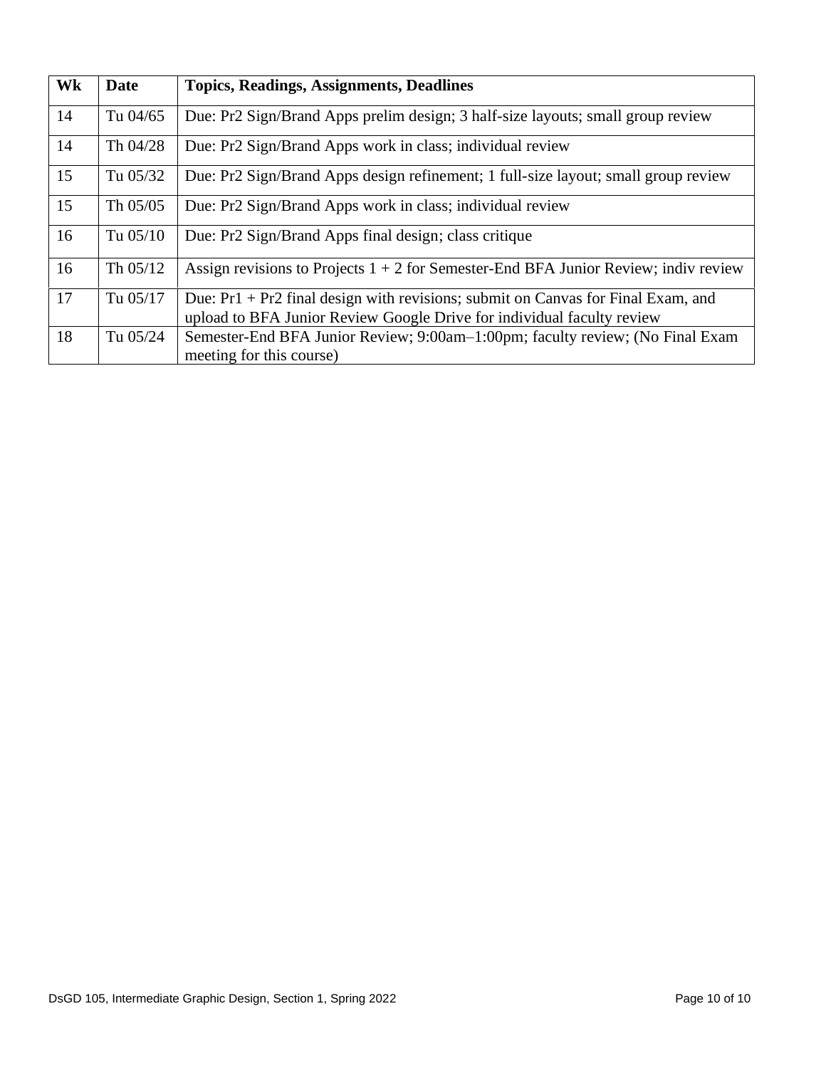| Wk | Date | Topics, Readings, Assignments, Deadlines |
| --- | --- | --- |
| 14 | Tu 04/65 | Due: Pr2 Sign/Brand Apps prelim design; 3 half-size layouts; small group review |
| 14 | Th 04/28 | Due: Pr2 Sign/Brand Apps work in class; individual review |
| 15 | Tu 05/32 | Due: Pr2 Sign/Brand Apps design refinement; 1 full-size layout; small group review |
| 15 | Th 05/05 | Due: Pr2 Sign/Brand Apps work in class; individual review |
| 16 | Tu 05/10 | Due: Pr2 Sign/Brand Apps final design; class critique |
| 16 | Th 05/12 | Assign revisions to Projects 1 + 2 for Semester-End BFA Junior Review; indiv review |
| 17 | Tu 05/17 | Due: Pr1 + Pr2 final design with revisions; submit on Canvas for Final Exam, and upload to BFA Junior Review Google Drive for individual faculty review |
| 18 | Tu 05/24 | Semester-End BFA Junior Review; 9:00am–1:00pm; faculty review; (No Final Exam meeting for this course) |